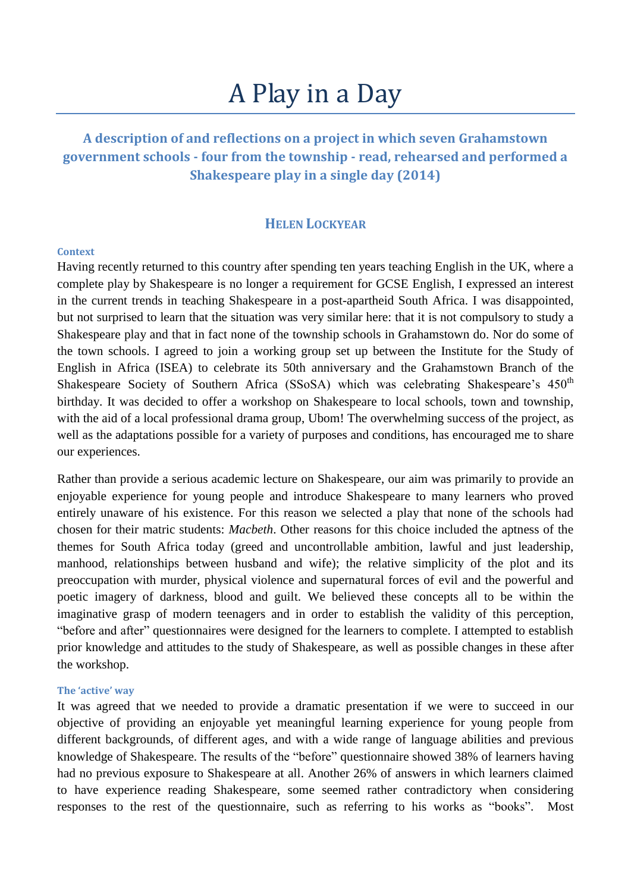# A Play in a Day

## A description of and reflections on a project in which seven Grahamstown government schools - four from the township - read, rehearsed and performed a Shakespeare play in a single day (2014)

### HELEN LOCKYEAR

#### Context

Having recently returned to this country after spending ten years teaching English in the UK, where a complete play by Shakespeare is no longer a requirement for GCSE English, I expressed an interest in the current trends in teaching Shakespeare in a post-apartheid South Africa. I was disappointed, but not surprised to learn that the situation was very similar here: that it is not compulsory to study a Shakespeare play and that in fact none of the township schools in Grahamstown do. Nor do some of the town schools. I agreed to join a working group set up between the Institute for the Study of English in Africa (ISEA) to celebrate its 50th anniversary and the Grahamstown Branch of the Shakespeare Society of Southern Africa (SSoSA) which was celebrating Shakespeare's 450th birthday. It was decided to offer a workshop on Shakespeare to local schools, town and township, with the aid of a local professional drama group, Ubom! The overwhelming success of the project, as well as the adaptations possible for a variety of purposes and conditions, has encouraged me to share our experiences.

Rather than provide a serious academic lecture on Shakespeare, our aim was primarily to provide an enjoyable experience for young people and introduce Shakespeare to many learners who proved entirely unaware of his existence. For this reason we selected a play that none of the schools had chosen for their matric students: *Macbeth*. Other reasons for this choice included the aptness of the themes for South Africa today (greed and uncontrollable ambition, lawful and just leadership, manhood, relationships between husband and wife); the relative simplicity of the plot and its preoccupation with murder, physical violence and supernatural forces of evil and the powerful and poetic imagery of darkness, blood and guilt. We believed these concepts all to be within the imaginative grasp of modern teenagers and in order to establish the validity of this perception, "before and after" questionnaires were designed for the learners to complete. I attempted to establish prior knowledge and attitudes to the study of Shakespeare, as well as possible changes in these after the workshop.

#### The 'active' way

It was agreed that we needed to provide a dramatic presentation if we were to succeed in our objective of providing an enjoyable yet meaningful learning experience for young people from different backgrounds, of different ages, and with a wide range of language abilities and previous knowledge of Shakespeare. The results of the "before" questionnaire showed 38% of learners having had no previous exposure to Shakespeare at all. Another 26% of answers in which learners claimed to have experience reading Shakespeare, some seemed rather contradictory when considering responses to the rest of the questionnaire, such as referring to his works as "books". Most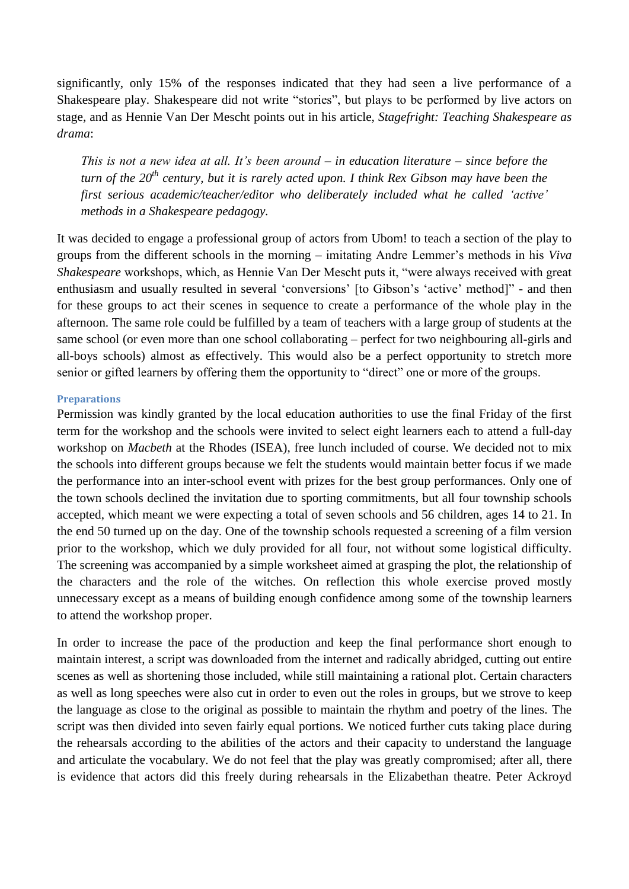significantly, only 15% of the responses indicated that they had seen a live performance of a Shakespeare play. Shakespeare did not write "stories", but plays to be performed by live actors on stage, and as Hennie Van Der Mescht points out in his article, *Stagefright: Teaching Shakespeare as drama*:

> *This is not a new idea at all. It's been around – in education literature – since before the turn of the 20th century, but it is rarely acted upon. I think Rex Gibson may have been the first serious academic/teacher/editor who deliberately included what he called 'active' methods in a Shakespeare pedagogy.*

It was decided to engage a professional group of actors from Ubom! to teach a section of the play to groups from the different schools in the morning – imitating Andre Lemmer's methods in his *Viva Shakespeare* workshops, which, as Hennie Van Der Mescht puts it, "were always received with great enthusiasm and usually resulted in several 'conversions' [to Gibson's 'active' method]" - and then for these groups to act their scenes in sequence to create a performance of the whole play in the afternoon. The same role could be fulfilled by a team of teachers with a large group of students at the same school (or even more than one school collaborating – perfect for two neighbouring all-girls and all-boys schools) almost as effectively. This would also be a perfect opportunity to stretch more senior or gifted learners by offering them the opportunity to "direct" one or more of the groups.

### Preparations

Permission was kindly granted by the local education authorities to use the final Friday of the first term for the workshop and the schools were invited to select eight learners each to attend a full-day workshop on *Macbeth* at the Rhodes (ISEA), free lunch included of course. We decided not to mix the schools into different groups because we felt the students would maintain better focus if we made the performance into an inter-school event with prizes for the best group performances. Only one of the town schools declined the invitation due to sporting commitments, but all four township schools accepted, which meant we were expecting a total of seven schools and 56 children, ages 14 to 21. In the end 50 turned up on the day. One of the township schools requested a screening of a film version prior to the workshop, which we duly provided for all four, not without some logistical difficulty. The screening was accompanied by a simple worksheet aimed at grasping the plot, the relationship of the characters and the role of the witches. On reflection this whole exercise proved mostly unnecessary except as a means of building enough confidence among some of the township learners to attend the workshop proper.

In order to increase the pace of the production and keep the final performance short enough to maintain interest, a script was downloaded from the internet and radically abridged, cutting out entire scenes as well as shortening those included, while still maintaining a rational plot. Certain characters as well as long speeches were also cut in order to even out the roles in groups, but we strove to keep the language as close to the original as possible to maintain the rhythm and poetry of the lines. The script was then divided into seven fairly equal portions. We noticed further cuts taking place during the rehearsals according to the abilities of the actors and their capacity to understand the language and articulate the vocabulary. We do not feel that the play was greatly compromised; after all, there is evidence that actors did this freely during rehearsals in the Elizabethan theatre. Peter Ackroyd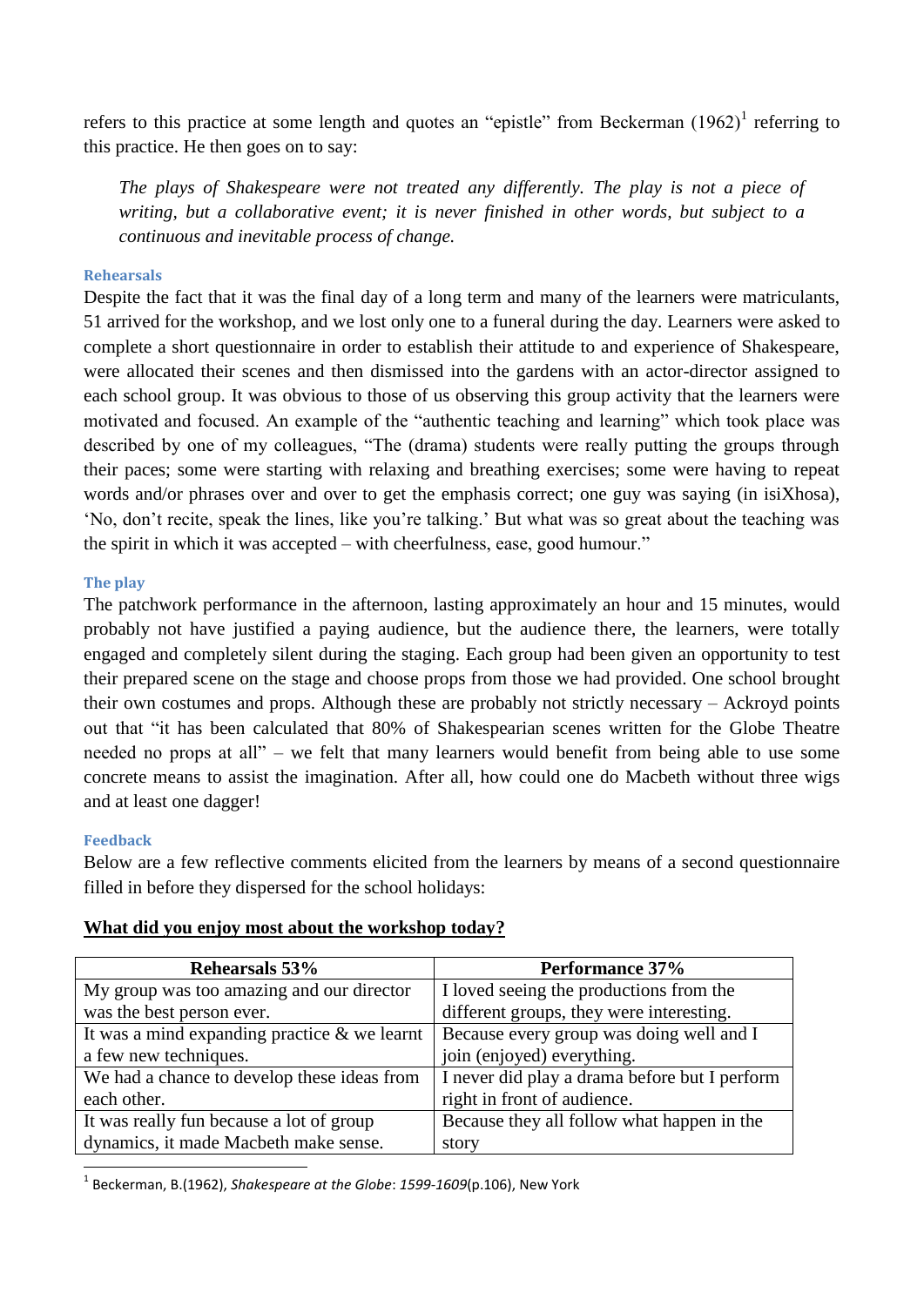refers to this practice at some length and quotes an "epistle" from Beckerman (1962)[1] referring to this practice. He then goes on to say:

> *The plays of Shakespeare were not treated any differently. The play is not a piece of writing, but a collaborative event; it is never finished in other words, but subject to a continuous and inevitable process of change.*

### Rehearsals

Despite the fact that it was the final day of a long term and many of the learners were matriculants, 51 arrived for the workshop, and we lost only one to a funeral during the day. Learners were asked to complete a short questionnaire in order to establish their attitude to and experience of Shakespeare, were allocated their scenes and then dismissed into the gardens with an actor-director assigned to each school group. It was obvious to those of us observing this group activity that the learners were motivated and focused. An example of the "authentic teaching and learning" which took place was described by one of my colleagues, "The (drama) students were really putting the groups through their paces; some were starting with relaxing and breathing exercises; some were having to repeat words and/or phrases over and over to get the emphasis correct; one guy was saying (in isiXhosa), 'No, don't recite, speak the lines, like you're talking.' But what was so great about the teaching was the spirit in which it was accepted – with cheerfulness, ease, good humour."

### The play

The patchwork performance in the afternoon, lasting approximately an hour and 15 minutes, would probably not have justified a paying audience, but the audience there, the learners, were totally engaged and completely silent during the staging. Each group had been given an opportunity to test their prepared scene on the stage and choose props from those we had provided. One school brought their own costumes and props. Although these are probably not strictly necessary – Ackroyd points out that "it has been calculated that 80% of Shakespearian scenes written for the Globe Theatre needed no props at all" – we felt that many learners would benefit from being able to use some concrete means to assist the imagination. After all, how could one do Macbeth without three wigs and at least one dagger!

### Feedback

Below are a few reflective comments elicited from the learners by means of a second questionnaire filled in before they dispersed for the school holidays:

**What did you enjoy most about the workshop today?**

| Rehearsals 53% | Performance 37% |
| --- | --- |
| My group was too amazing and our director was the best person ever. | I loved seeing the productions from the different groups, they were interesting. |
| It was a mind expanding practice & we learnt a few new techniques. | Because every group was doing well and I join (enjoyed) everything. |
| We had a chance to develop these ideas from each other. | I never did play a drama before but I perform right in front of audience. |
| It was really fun because a lot of group dynamics, it made Macbeth make sense. | Because they all follow what happen in the story |

[1] Beckerman, B.(1962), *Shakespeare at the Globe*: *1599-1609*(p.106), New York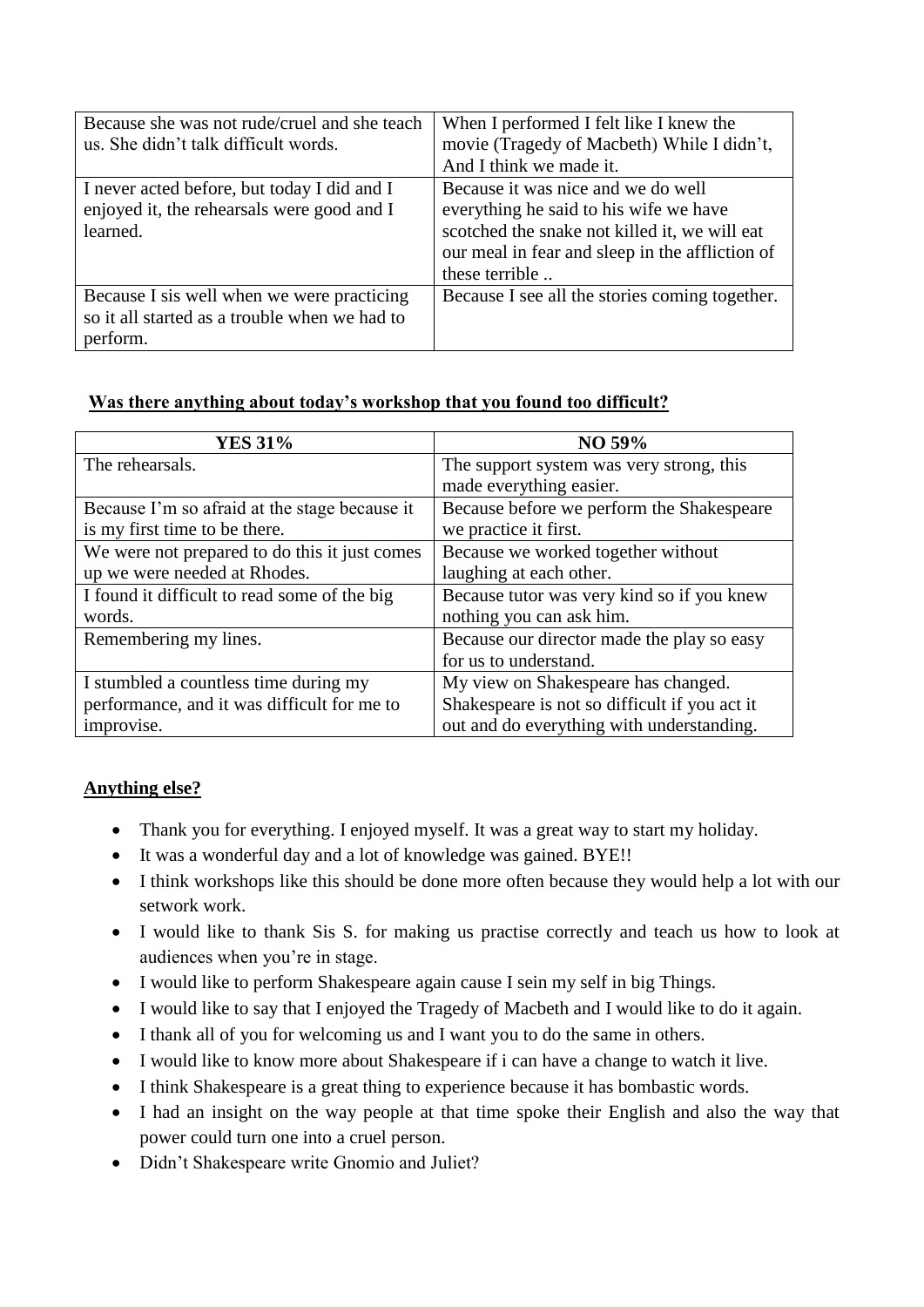| | |
|---|---|
| Because she was not rude/cruel and she teach us. She didn't talk difficult words. | When I performed I felt like I knew the movie (Tragedy of Macbeth) While I didn't, And I think we made it. |
| I never acted before, but today I did and I enjoyed it, the rehearsals were good and I learned. | Because it was nice and we do well everything he said to his wife we have scotched the snake not killed it, we will eat our meal in fear and sleep in the affliction of these terrible .. |
| Because I sis well when we were practicing so it all started as a trouble when we had to perform. | Because I see all the stories coming together. |

**Was there anything about today's workshop that you found too difficult?**

| YES 31% | NO 59% |
|---|---|
| The rehearsals. | The support system was very strong, this made everything easier. |
| Because I'm so afraid at the stage because it is my first time to be there. | Because before we perform the Shakespeare we practice it first. |
| We were not prepared to do this it just comes up we were needed at Rhodes. | Because we worked together without laughing at each other. |
| I found it difficult to read some of the big words. | Because tutor was very kind so if you knew nothing you can ask him. |
| Remembering my lines. | Because our director made the play so easy for us to understand. |
| I stumbled a countless time during my performance, and it was difficult for me to improvise. | My view on Shakespeare has changed. Shakespeare is not so difficult if you act it out and do everything with understanding. |

**Anything else?**

- Thank you for everything. I enjoyed myself. It was a great way to start my holiday.
- It was a wonderful day and a lot of knowledge was gained. BYE!!
- I think workshops like this should be done more often because they would help a lot with our setwork work.
- I would like to thank Sis S. for making us practise correctly and teach us how to look at audiences when you're in stage.
- I would like to perform Shakespeare again cause I sein my self in big Things.
- I would like to say that I enjoyed the Tragedy of Macbeth and I would like to do it again.
- I thank all of you for welcoming us and I want you to do the same in others.
- I would like to know more about Shakespeare if i can have a change to watch it live.
- I think Shakespeare is a great thing to experience because it has bombastic words.
- I had an insight on the way people at that time spoke their English and also the way that power could turn one into a cruel person.
- Didn't Shakespeare write Gnomio and Juliet?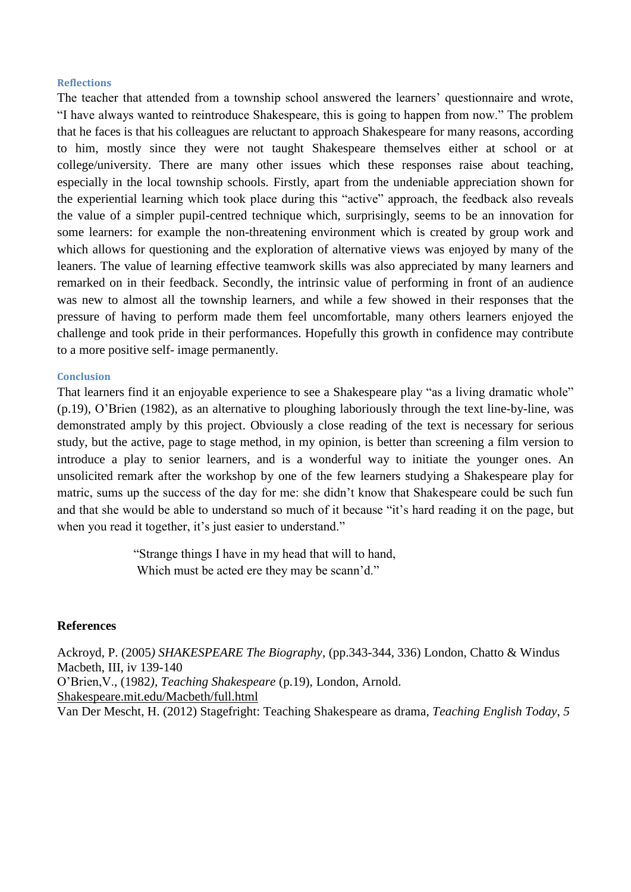### Reflections

The teacher that attended from a township school answered the learners' questionnaire and wrote, "I have always wanted to reintroduce Shakespeare, this is going to happen from now." The problem that he faces is that his colleagues are reluctant to approach Shakespeare for many reasons, according to him, mostly since they were not taught Shakespeare themselves either at school or at college/university. There are many other issues which these responses raise about teaching, especially in the local township schools. Firstly, apart from the undeniable appreciation shown for the experiential learning which took place during this "active" approach, the feedback also reveals the value of a simpler pupil-centred technique which, surprisingly, seems to be an innovation for some learners: for example the non-threatening environment which is created by group work and which allows for questioning and the exploration of alternative views was enjoyed by many of the leaners. The value of learning effective teamwork skills was also appreciated by many learners and remarked on in their feedback. Secondly, the intrinsic value of performing in front of an audience was new to almost all the township learners, and while a few showed in their responses that the pressure of having to perform made them feel uncomfortable, many others learners enjoyed the challenge and took pride in their performances. Hopefully this growth in confidence may contribute to a more positive self- image permanently.

### Conclusion

That learners find it an enjoyable experience to see a Shakespeare play "as a living dramatic whole" (p.19), O'Brien (1982), as an alternative to ploughing laboriously through the text line-by-line, was demonstrated amply by this project. Obviously a close reading of the text is necessary for serious study, but the active, page to stage method, in my opinion, is better than screening a film version to introduce a play to senior learners, and is a wonderful way to initiate the younger ones. An unsolicited remark after the workshop by one of the few learners studying a Shakespeare play for matric, sums up the success of the day for me: she didn't know that Shakespeare could be such fun and that she would be able to understand so much of it because "it's hard reading it on the page, but when you read it together, it's just easier to understand."

> "Strange things I have in my head that will to hand,
> Which must be acted ere they may be scann'd."

**References**

Ackroyd, P. (2005*) SHAKESPEARE The Biography*, (pp.343-344, 336) London, Chatto & Windus
Macbeth, III, iv 139-140
O'Brien,V., (1982*), Teaching Shakespeare* (p.19), London, Arnold.
Shakespeare.mit.edu/Macbeth/full.html
Van Der Mescht, H. (2012) Stagefright: Teaching Shakespeare as drama, *Teaching English Today, 5*